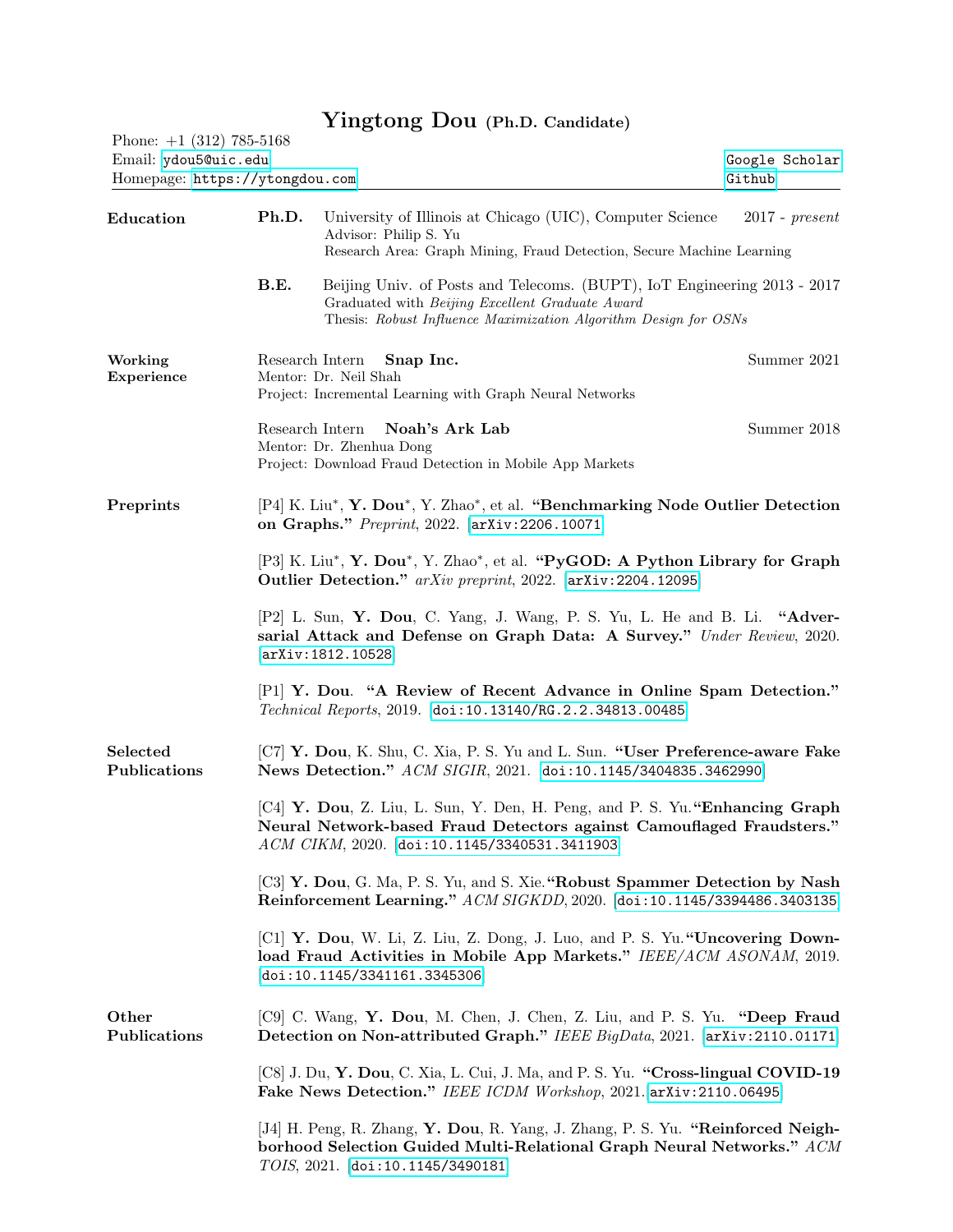# Yingtong Dou (Ph.D. Candidate)

Phone: +1 (312) 785-5168
Email: ydou5@uic.edu
Homepage: https://ytongdou.com

Google Scholar
Github

## Education

**Ph.D.** University of Illinois at Chicago (UIC), Computer Science — 2017 - *present*
Advisor: Philip S. Yu
Research Area: Graph Mining, Fraud Detection, Secure Machine Learning

**B.E.** Beijing Univ. of Posts and Telecoms. (BUPT), IoT Engineering 2013 - 2017
Graduated with *Beijing Excellent Graduate Award*
Thesis: *Robust Influence Maximization Algorithm Design for OSNs*

## Working Experience

Research Intern **Snap Inc.** — Summer 2021
Mentor: Dr. Neil Shah
Project: Incremental Learning with Graph Neural Networks

Research Intern **Noah's Ark Lab** — Summer 2018
Mentor: Dr. Zhenhua Dong
Project: Download Fraud Detection in Mobile App Markets

## Preprints

[P4] K. Liu*, **Y. Dou***, Y. Zhao*, et al. **"Benchmarking Node Outlier Detection on Graphs."** *Preprint*, 2022. arXiv:2206.10071

[P3] K. Liu*, **Y. Dou***, Y. Zhao*, et al. **"PyGOD: A Python Library for Graph Outlier Detection."** *arXiv preprint*, 2022. arXiv:2204.12095

[P2] L. Sun, **Y. Dou**, C. Yang, J. Wang, P. S. Yu, L. He and B. Li. **"Adversarial Attack and Defense on Graph Data: A Survey."** *Under Review*, 2020. arXiv:1812.10528

[P1] **Y. Dou**. **"A Review of Recent Advance in Online Spam Detection."** *Technical Reports*, 2019. doi:10.13140/RG.2.2.34813.00485

## Selected Publications

[C7] **Y. Dou**, K. Shu, C. Xia, P. S. Yu and L. Sun. **"User Preference-aware Fake News Detection."** *ACM SIGIR*, 2021. doi:10.1145/3404835.3462990

[C4] **Y. Dou**, Z. Liu, L. Sun, Y. Den, H. Peng, and P. S. Yu. **"Enhancing Graph Neural Network-based Fraud Detectors against Camouflaged Fraudsters."** *ACM CIKM*, 2020. doi:10.1145/3340531.3411903

[C3] **Y. Dou**, G. Ma, P. S. Yu, and S. Xie. **"Robust Spammer Detection by Nash Reinforcement Learning."** *ACM SIGKDD*, 2020. doi:10.1145/3394486.3403135

[C1] **Y. Dou**, W. Li, Z. Liu, Z. Dong, J. Luo, and P. S. Yu. **"Uncovering Download Fraud Activities in Mobile App Markets."** *IEEE/ACM ASONAM*, 2019. doi:10.1145/3341161.3345306

## Other Publications

[C9] C. Wang, **Y. Dou**, M. Chen, J. Chen, Z. Liu, and P. S. Yu. **"Deep Fraud Detection on Non-attributed Graph."** *IEEE BigData*, 2021. arXiv:2110.01171

[C8] J. Du, **Y. Dou**, C. Xia, L. Cui, J. Ma, and P. S. Yu. **"Cross-lingual COVID-19 Fake News Detection."** *IEEE ICDM Workshop*, 2021. arXiv:2110.06495

[J4] H. Peng, R. Zhang, **Y. Dou**, R. Yang, J. Zhang, P. S. Yu. **"Reinforced Neighborhood Selection Guided Multi-Relational Graph Neural Networks."** *ACM TOIS*, 2021. doi:10.1145/3490181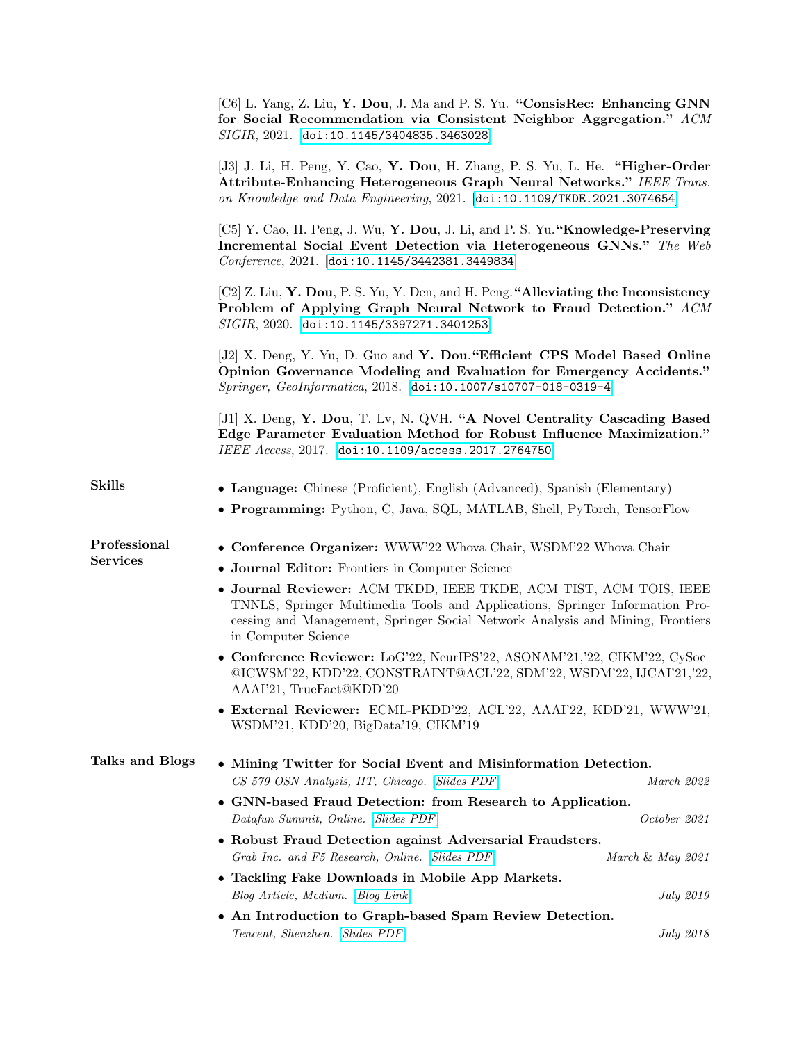[C6] L. Yang, Z. Liu, **Y. Dou**, J. Ma and P. S. Yu. **"ConsisRec: Enhancing GNN for Social Recommendation via Consistent Neighbor Aggregation."** *ACM SIGIR*, 2021. `doi:10.1145/3404835.3463028`

[J3] J. Li, H. Peng, Y. Cao, **Y. Dou**, H. Zhang, P. S. Yu, L. He. **"Higher-Order Attribute-Enhancing Heterogeneous Graph Neural Networks."** *IEEE Trans. on Knowledge and Data Engineering*, 2021. `doi:10.1109/TKDE.2021.3074654`

[C5] Y. Cao, H. Peng, J. Wu, **Y. Dou**, J. Li, and P. S. Yu. **"Knowledge-Preserving Incremental Social Event Detection via Heterogeneous GNNs."** *The Web Conference*, 2021. `doi:10.1145/3442381.3449834`

[C2] Z. Liu, **Y. Dou**, P. S. Yu, Y. Den, and H. Peng. **"Alleviating the Inconsistency Problem of Applying Graph Neural Network to Fraud Detection."** *ACM SIGIR*, 2020. `doi:10.1145/3397271.3401253`

[J2] X. Deng, Y. Yu, D. Guo and **Y. Dou**. **"Efficient CPS Model Based Online Opinion Governance Modeling and Evaluation for Emergency Accidents."** *Springer, GeoInformatica*, 2018. `doi:10.1007/s10707-018-0319-4`

[J1] X. Deng, **Y. Dou**, T. Lv, N. QVH. **"A Novel Centrality Cascading Based Edge Parameter Evaluation Method for Robust Influence Maximization."** *IEEE Access*, 2017. `doi:10.1109/access.2017.2764750`

## Skills

- **Language:** Chinese (Proficient), English (Advanced), Spanish (Elementary)
- **Programming:** Python, C, Java, SQL, MATLAB, Shell, PyTorch, TensorFlow

## Professional Services

- **Conference Organizer:** WWW'22 Whova Chair, WSDM'22 Whova Chair
- **Journal Editor:** Frontiers in Computer Science
- **Journal Reviewer:** ACM TKDD, IEEE TKDE, ACM TIST, ACM TOIS, IEEE TNNLS, Springer Multimedia Tools and Applications, Springer Information Processing and Management, Springer Social Network Analysis and Mining, Frontiers in Computer Science
- **Conference Reviewer:** LoG'22, NeurIPS'22, ASONAM'21,'22, CIKM'22, CySoc @ICWSM'22, KDD'22, CONSTRAINT@ACL'22, SDM'22, WSDM'22, IJCAI'21,'22, AAAI'21, TrueFact@KDD'20
- **External Reviewer:** ECML-PKDD'22, ACL'22, AAAI'22, KDD'21, WWW'21, WSDM'21, KDD'20, BigData'19, CIKM'19

## Talks and Blogs

- **Mining Twitter for Social Event and Misinformation Detection.**
  *CS 579 OSN Analysis, IIT, Chicago.* Slides PDF — *March 2022*
- **GNN-based Fraud Detection: from Research to Application.**
  *Datafun Summit, Online.* Slides PDF — *October 2021*
- **Robust Fraud Detection against Adversarial Fraudsters.**
  *Grab Inc. and F5 Research, Online.* Slides PDF — *March & May 2021*
- **Tackling Fake Downloads in Mobile App Markets.**
  *Blog Article, Medium.* Blog Link — *July 2019*
- **An Introduction to Graph-based Spam Review Detection.**
  *Tencent, Shenzhen.* Slides PDF — *July 2018*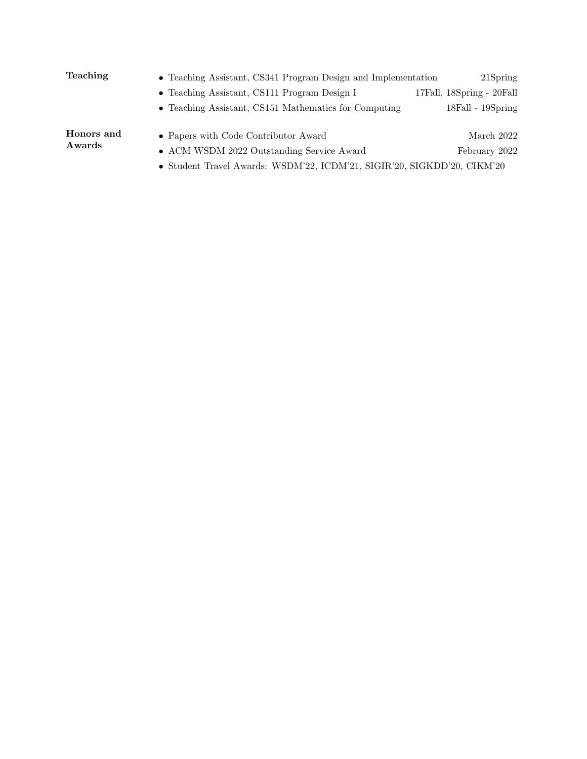## Teaching

- Teaching Assistant, CS341 Program Design and Implementation — 21Spring
- Teaching Assistant, CS111 Program Design I — 17Fall, 18Spring - 20Fall
- Teaching Assistant, CS151 Mathematics for Computing — 18Fall - 19Spring

## Honors and Awards

- Papers with Code Contributor Award — March 2022
- ACM WSDM 2022 Outstanding Service Award — February 2022
- Student Travel Awards: WSDM'22, ICDM'21, SIGIR'20, SIGKDD'20, CIKM'20